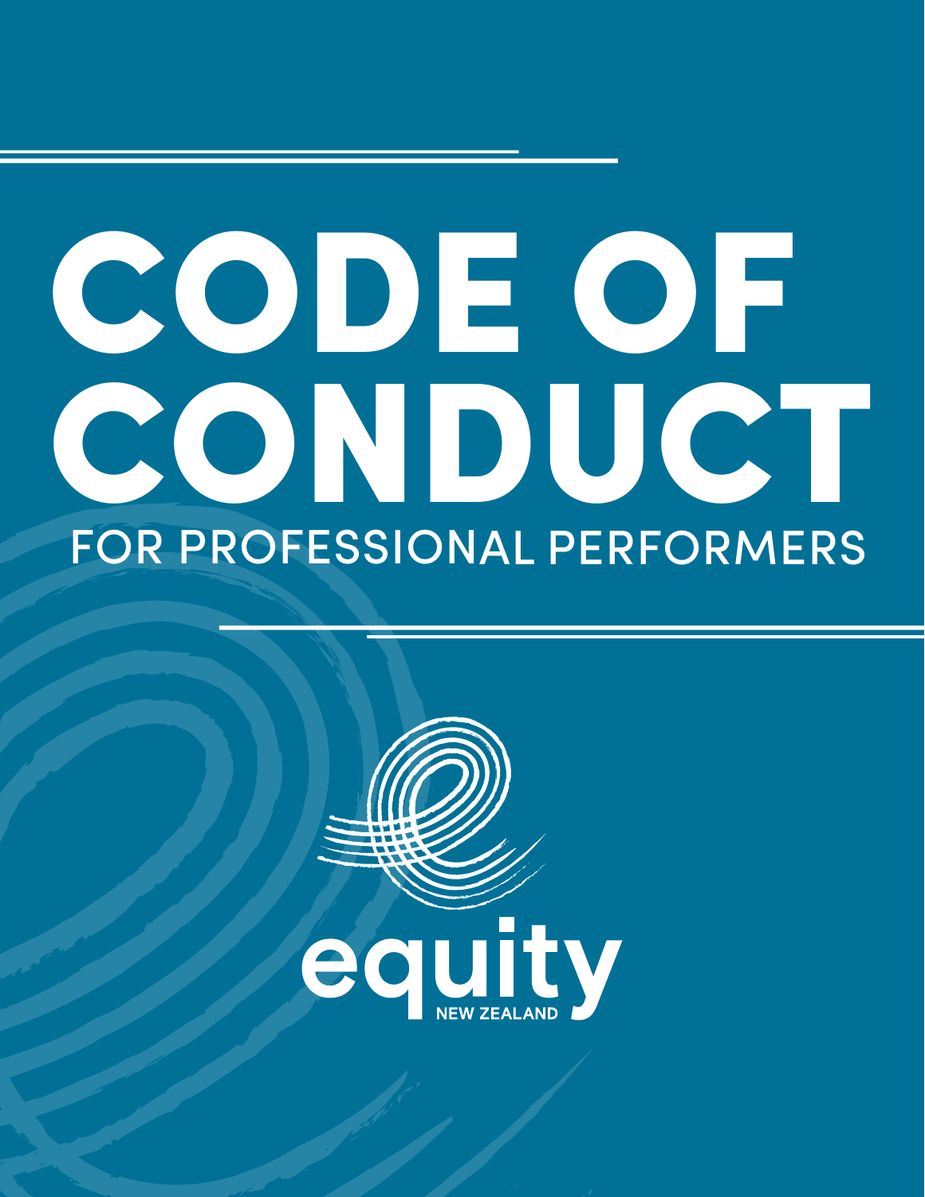# CODE OF CONDUCT

## FOR PROFESSIONAL PERFORMERS

equity

NEW ZEALAND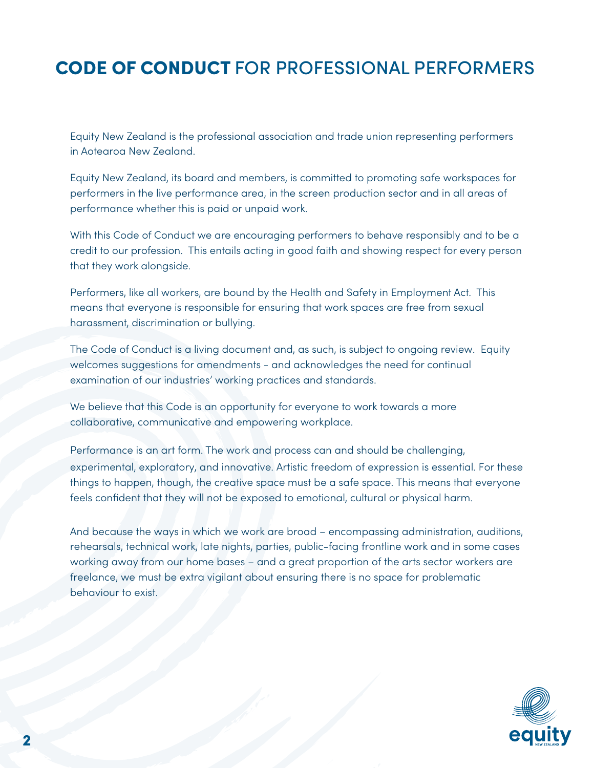# **CODE OF CONDUCT** FOR PROFESSIONAL PERFORMERS

Equity New Zealand is the professional association and trade union representing performers in Aotearoa New Zealand.

Equity New Zealand, its board and members, is committed to promoting safe workspaces for performers in the live performance area, in the screen production sector and in all areas of performance whether this is paid or unpaid work.

With this Code of Conduct we are encouraging performers to behave responsibly and to be a credit to our profession. This entails acting in good faith and showing respect for every person that they work alongside.

Performers, like all workers, are bound by the Health and Safety in Employment Act. This means that everyone is responsible for ensuring that work spaces are free from sexual harassment, discrimination or bullying.

The Code of Conduct is a living document and, as such, is subject to ongoing review. Equity welcomes suggestions for amendments - and acknowledges the need for continual examination of our industries' working practices and standards.

We believe that this Code is an opportunity for everyone to work towards a more collaborative, communicative and empowering workplace.

Performance is an art form. The work and process can and should be challenging, experimental, exploratory, and innovative. Artistic freedom of expression is essential. For these things to happen, though, the creative space must be a safe space. This means that everyone feels confident that they will not be exposed to emotional, cultural or physical harm.

And because the ways in which we work are broad – encompassing administration, auditions, rehearsals, technical work, late nights, parties, public-facing frontline work and in some cases working away from our home bases – and a great proportion of the arts sector workers are freelance, we must be extra vigilant about ensuring there is no space for problematic behaviour to exist.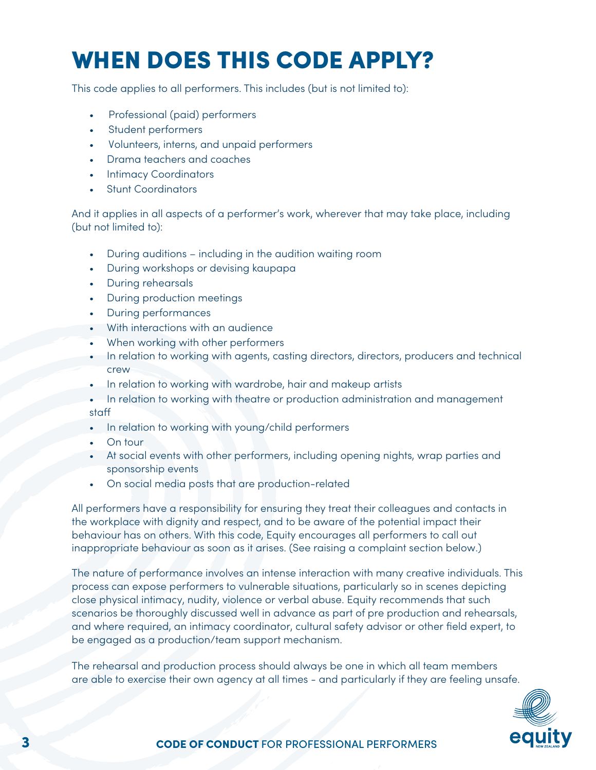# WHEN DOES THIS CODE APPLY?

This code applies to all performers. This includes (but is not limited to):

- Professional (paid) performers
- Student performers
- Volunteers, interns, and unpaid performers
- Drama teachers and coaches
- Intimacy Coordinators
- Stunt Coordinators

And it applies in all aspects of a performer's work, wherever that may take place, including (but not limited to):

- During auditions – including in the audition waiting room
- During workshops or devising kaupapa
- During rehearsals
- During production meetings
- During performances
- With interactions with an audience
- When working with other performers
- In relation to working with agents, casting directors, directors, producers and technical crew
- In relation to working with wardrobe, hair and makeup artists
- In relation to working with theatre or production administration and management staff
- In relation to working with young/child performers
- On tour
- At social events with other performers, including opening nights, wrap parties and sponsorship events
- On social media posts that are production-related

All performers have a responsibility for ensuring they treat their colleagues and contacts in the workplace with dignity and respect, and to be aware of the potential impact their behaviour has on others. With this code, Equity encourages all performers to call out inappropriate behaviour as soon as it arises. (See raising a complaint section below.)

The nature of performance involves an intense interaction with many creative individuals. This process can expose performers to vulnerable situations, particularly so in scenes depicting close physical intimacy, nudity, violence or verbal abuse. Equity recommends that such scenarios be thoroughly discussed well in advance as part of pre production and rehearsals, and where required, an intimacy coordinator, cultural safety advisor or other field expert, to be engaged as a production/team support mechanism.

The rehearsal and production process should always be one in which all team members are able to exercise their own agency at all times - and particularly if they are feeling unsafe.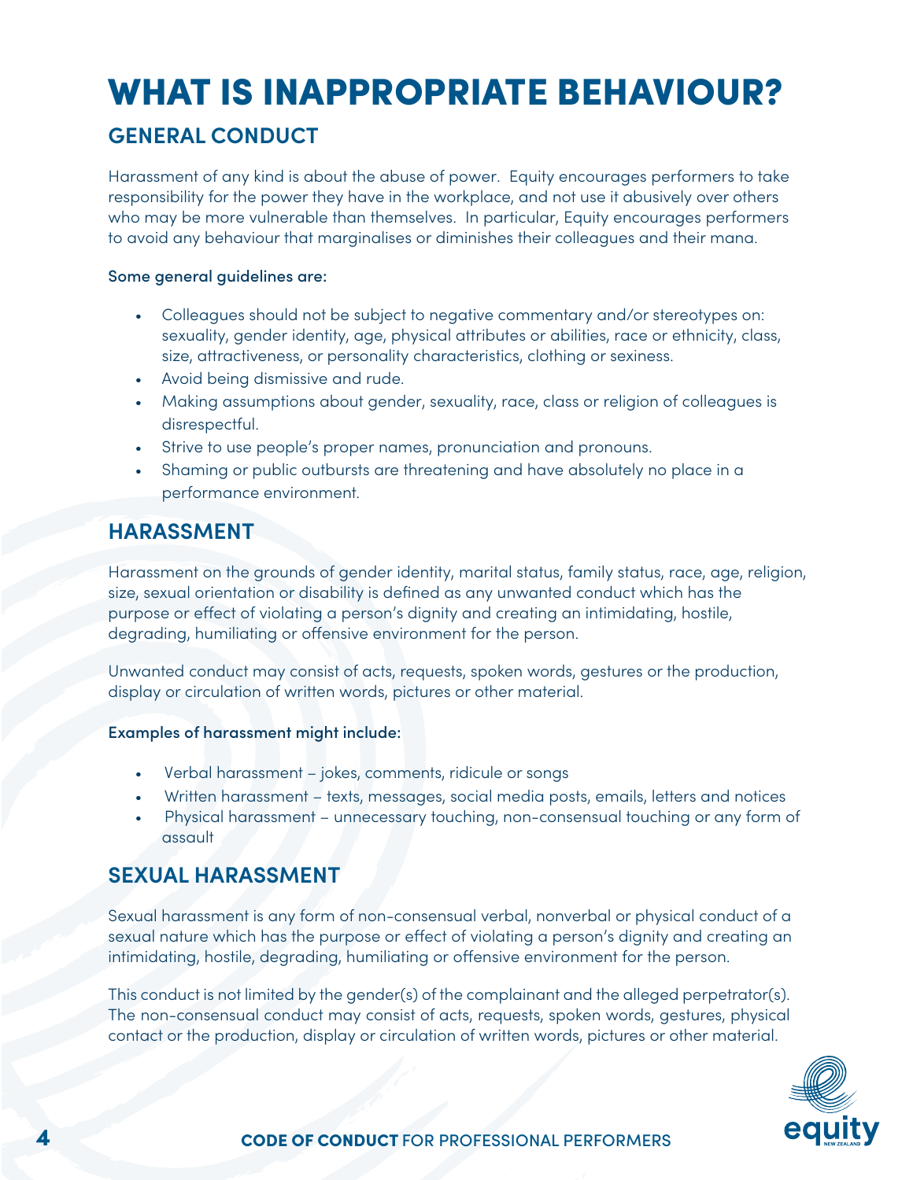# WHAT IS INAPPROPRIATE BEHAVIOUR?

## GENERAL CONDUCT

Harassment of any kind is about the abuse of power. Equity encourages performers to take responsibility for the power they have in the workplace, and not use it abusively over others who may be more vulnerable than themselves. In particular, Equity encourages performers to avoid any behaviour that marginalises or diminishes their colleagues and their mana.

**Some general guidelines are:**

- Colleagues should not be subject to negative commentary and/or stereotypes on: sexuality, gender identity, age, physical attributes or abilities, race or ethnicity, class, size, attractiveness, or personality characteristics, clothing or sexiness.
- Avoid being dismissive and rude.
- Making assumptions about gender, sexuality, race, class or religion of colleagues is disrespectful.
- Strive to use people's proper names, pronunciation and pronouns.
- Shaming or public outbursts are threatening and have absolutely no place in a performance environment.

## HARASSMENT

Harassment on the grounds of gender identity, marital status, family status, race, age, religion, size, sexual orientation or disability is defined as any unwanted conduct which has the purpose or effect of violating a person's dignity and creating an intimidating, hostile, degrading, humiliating or offensive environment for the person.

Unwanted conduct may consist of acts, requests, spoken words, gestures or the production, display or circulation of written words, pictures or other material.

**Examples of harassment might include:**

- Verbal harassment – jokes, comments, ridicule or songs
- Written harassment – texts, messages, social media posts, emails, letters and notices
- Physical harassment – unnecessary touching, non-consensual touching or any form of assault

## SEXUAL HARASSMENT

Sexual harassment is any form of non-consensual verbal, nonverbal or physical conduct of a sexual nature which has the purpose or effect of violating a person's dignity and creating an intimidating, hostile, degrading, humiliating or offensive environment for the person.

This conduct is not limited by the gender(s) of the complainant and the alleged perpetrator(s). The non-consensual conduct may consist of acts, requests, spoken words, gestures, physical contact or the production, display or circulation of written words, pictures or other material.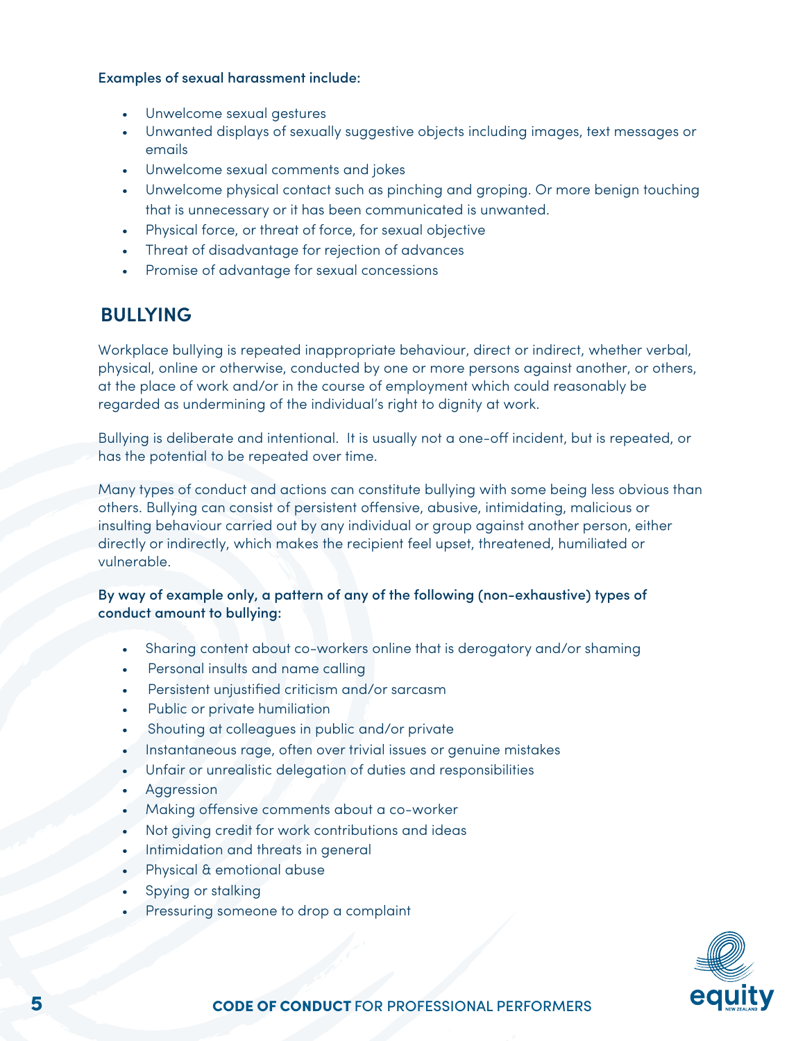**Examples of sexual harassment include:**

- Unwelcome sexual gestures
- Unwanted displays of sexually suggestive objects including images, text messages or emails
- Unwelcome sexual comments and jokes
- Unwelcome physical contact such as pinching and groping. Or more benign touching that is unnecessary or it has been communicated is unwanted.
- Physical force, or threat of force, for sexual objective
- Threat of disadvantage for rejection of advances
- Promise of advantage for sexual concessions

## BULLYING

Workplace bullying is repeated inappropriate behaviour, direct or indirect, whether verbal, physical, online or otherwise, conducted by one or more persons against another, or others, at the place of work and/or in the course of employment which could reasonably be regarded as undermining of the individual's right to dignity at work.

Bullying is deliberate and intentional. It is usually not a one-off incident, but is repeated, or has the potential to be repeated over time.

Many types of conduct and actions can constitute bullying with some being less obvious than others. Bullying can consist of persistent offensive, abusive, intimidating, malicious or insulting behaviour carried out by any individual or group against another person, either directly or indirectly, which makes the recipient feel upset, threatened, humiliated or vulnerable.

**By way of example only, a pattern of any of the following (non-exhaustive) types of conduct amount to bullying:**

- Sharing content about co-workers online that is derogatory and/or shaming
- Personal insults and name calling
- Persistent unjustified criticism and/or sarcasm
- Public or private humiliation
- Shouting at colleagues in public and/or private
- Instantaneous rage, often over trivial issues or genuine mistakes
- Unfair or unrealistic delegation of duties and responsibilities
- Aggression
- Making offensive comments about a co-worker
- Not giving credit for work contributions and ideas
- Intimidation and threats in general
- Physical & emotional abuse
- Spying or stalking
- Pressuring someone to drop a complaint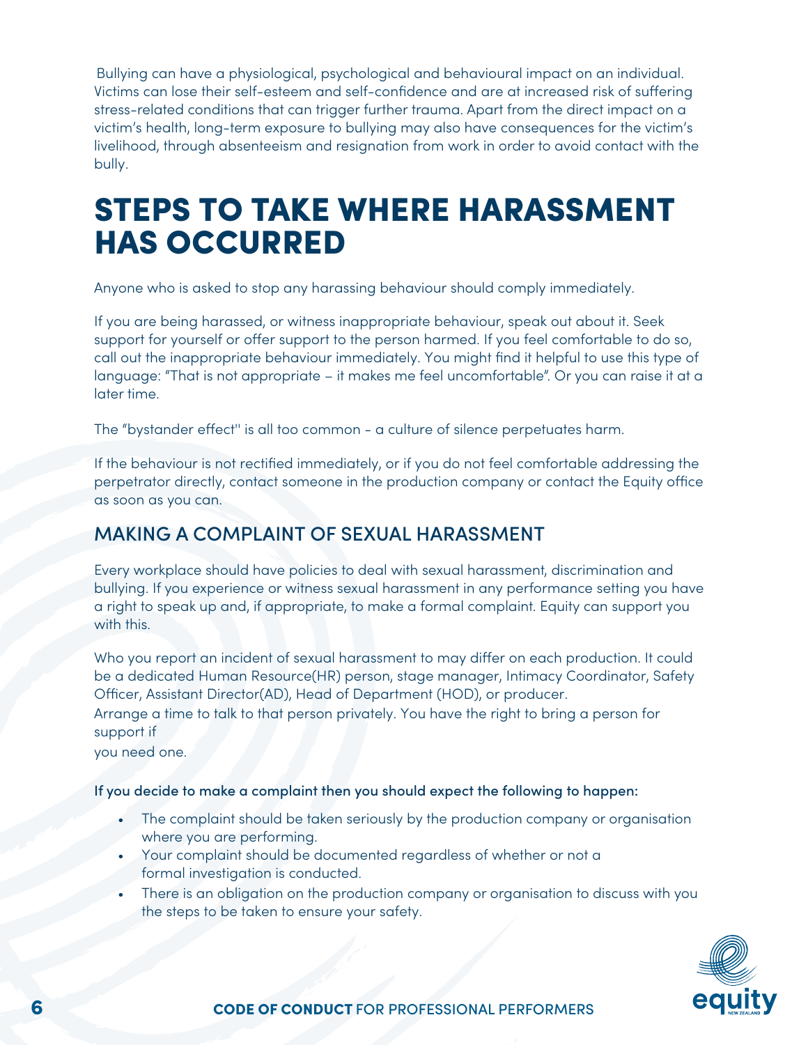Bullying can have a physiological, psychological and behavioural impact on an individual. Victims can lose their self-esteem and self-confidence and are at increased risk of suffering stress-related conditions that can trigger further trauma. Apart from the direct impact on a victim's health, long-term exposure to bullying may also have consequences for the victim's livelihood, through absenteeism and resignation from work in order to avoid contact with the bully.

# STEPS TO TAKE WHERE HARASSMENT HAS OCCURRED

Anyone who is asked to stop any harassing behaviour should comply immediately.

If you are being harassed, or witness inappropriate behaviour, speak out about it. Seek support for yourself or offer support to the person harmed. If you feel comfortable to do so, call out the inappropriate behaviour immediately. You might find it helpful to use this type of language: "That is not appropriate – it makes me feel uncomfortable". Or you can raise it at a later time.

The "bystander effect'' is all too common - a culture of silence perpetuates harm.

If the behaviour is not rectified immediately, or if you do not feel comfortable addressing the perpetrator directly, contact someone in the production company or contact the Equity office as soon as you can.

## MAKING A COMPLAINT OF SEXUAL HARASSMENT

Every workplace should have policies to deal with sexual harassment, discrimination and bullying. If you experience or witness sexual harassment in any performance setting you have a right to speak up and, if appropriate, to make a formal complaint. Equity can support you with this.

Who you report an incident of sexual harassment to may differ on each production. It could be a dedicated Human Resource(HR) person, stage manager, Intimacy Coordinator, Safety Officer, Assistant Director(AD), Head of Department (HOD), or producer.
Arrange a time to talk to that person privately. You have the right to bring a person for support if you need one.

**If you decide to make a complaint then you should expect the following to happen:**

- The complaint should be taken seriously by the production company or organisation where you are performing.
- Your complaint should be documented regardless of whether or not a formal investigation is conducted.
- There is an obligation on the production company or organisation to discuss with you the steps to be taken to ensure your safety.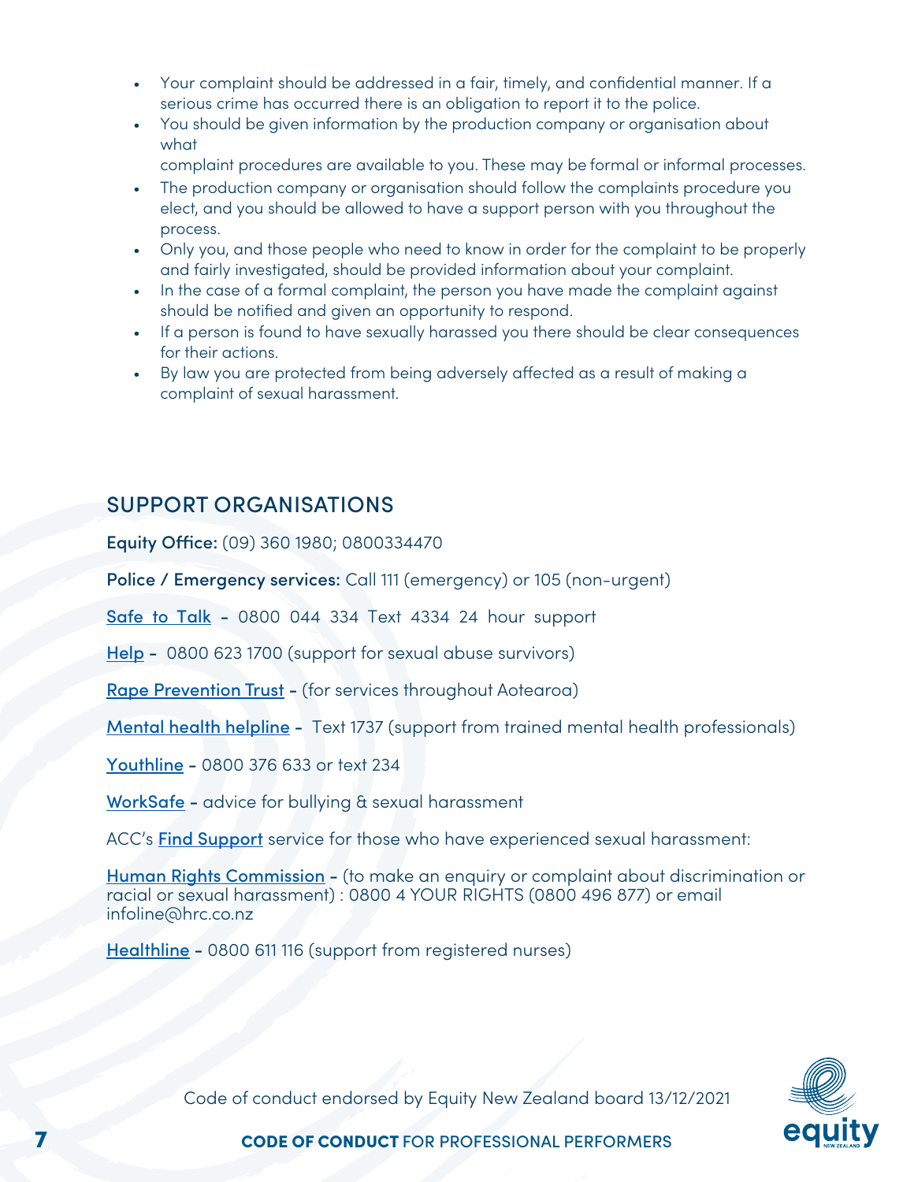- Your complaint should be addressed in a fair, timely, and confidential manner. If a serious crime has occurred there is an obligation to report it to the police.
- You should be given information by the production company or organisation about what complaint procedures are available to you. These may be formal or informal processes.
- The production company or organisation should follow the complaints procedure you elect, and you should be allowed to have a support person with you throughout the process.
- Only you, and those people who need to know in order for the complaint to be properly and fairly investigated, should be provided information about your complaint.
- In the case of a formal complaint, the person you have made the complaint against should be notified and given an opportunity to respond.
- If a person is found to have sexually harassed you there should be clear consequences for their actions.
- By law you are protected from being adversely affected as a result of making a complaint of sexual harassment.

## SUPPORT ORGANISATIONS

**Equity Office:** (09) 360 1980; 0800334470

**Police / Emergency services:** Call 111 (emergency) or 105 (non-urgent)

**Safe to Talk** - 0800 044 334 Text 4334 24 hour support

**Help** - 0800 623 1700 (support for sexual abuse survivors)

**Rape Prevention Trust** - (for services throughout Aotearoa)

**Mental health helpline** - Text 1737 (support from trained mental health professionals)

**Youthline** - 0800 376 633 or text 234

**WorkSafe** - advice for bullying & sexual harassment

ACC's **Find Support** service for those who have experienced sexual harassment:

**Human Rights Commission** - (to make an enquiry or complaint about discrimination or racial or sexual harassment) : 0800 4 YOUR RIGHTS (0800 496 877) or email infoline@hrc.co.nz

**Healthline** - 0800 611 116 (support from registered nurses)

Code of conduct endorsed by Equity New Zealand board 13/12/2021